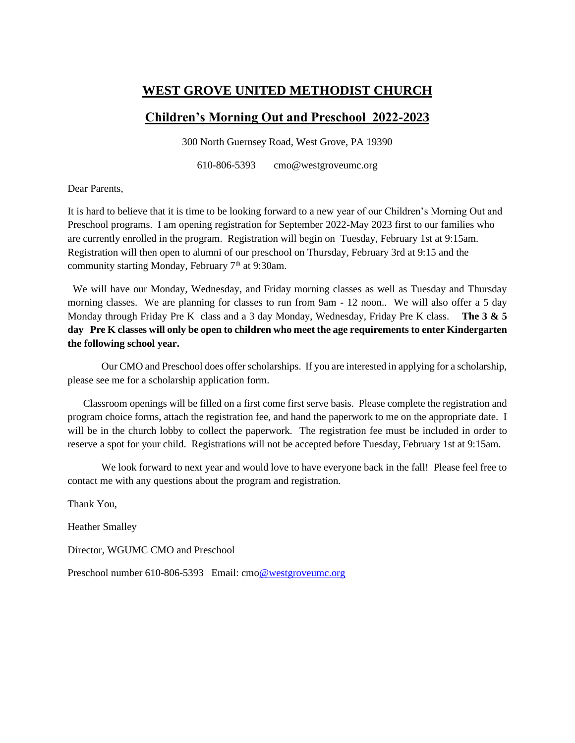# WEST GROVE UNITED METHODIST CHURCH

## Children's Morning Out and Preschool 2022-2023

300 North Guernsey Road, West Grove, PA 19390

610-806-5393 cmo@westgroveumc.org

Dear Parents,

It is hard to believe that it is time to be looking forward to a new year of our Children's Morning Out and Preschool programs. I am opening registration for September 2022-May 2023 first to our families who are currently enrolled in the program. Registration will begin on Tuesday, February 1st at 9:15am. Registration will then open to alumni of our preschool on Thursday, February 3rd at 9:15 and the community starting Monday, February 7th at 9:30am.

We will have our Monday, Wednesday, and Friday morning classes as well as Tuesday and Thursday morning classes. We are planning for classes to run from 9am - 12 noon.. We will also offer a 5 day Monday through Friday Pre K class and a 3 day Monday, Wednesday, Friday Pre K class. **The 3 & 5 day Pre K classes will only be open to children who meet the age requirements to enter Kindergarten the following school year.**

Our CMO and Preschool does offer scholarships. If you are interested in applying for a scholarship, please see me for a scholarship application form.

Classroom openings will be filled on a first come first serve basis. Please complete the registration and program choice forms, attach the registration fee, and hand the paperwork to me on the appropriate date. I will be in the church lobby to collect the paperwork. The registration fee must be included in order to reserve a spot for your child. Registrations will not be accepted before Tuesday, February 1st at 9:15am.

We look forward to next year and would love to have everyone back in the fall! Please feel free to contact me with any questions about the program and registration.

Thank You,

Heather Smalley

Director, WGUMC CMO and Preschool

Preschool number 610-806-5393 Email: cmo@westgroveumc.org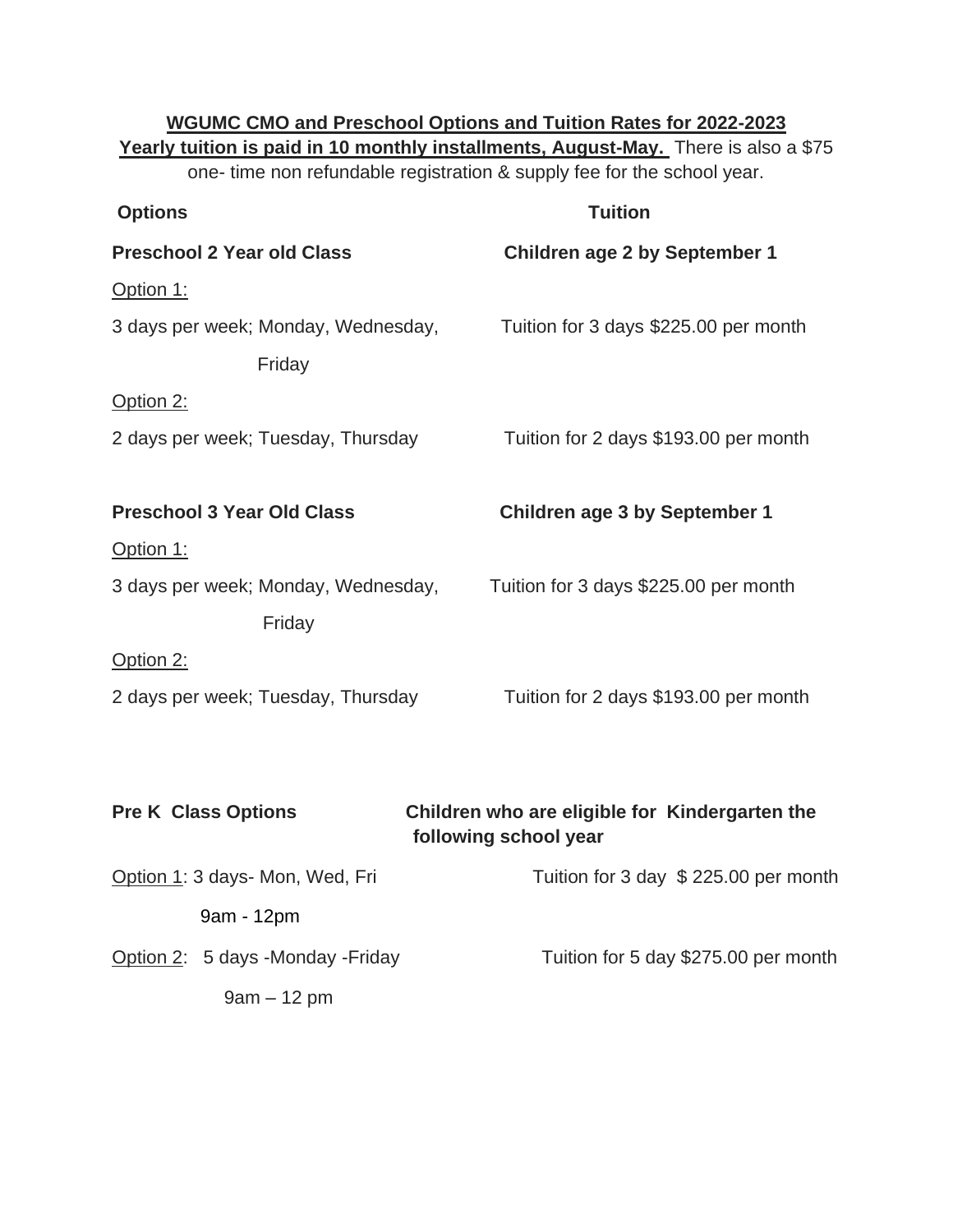**<u>WGUMC CMO and Preschool Options and Tuition Rates for 2022-2023</u>**

**<u>Yearly tuition is paid in 10 monthly installments, August-May.</u>** There is also a $75 one- time non refundable registration & supply fee for the school year.

| Options | Tuition |
|---|---|
| **Preschool 2 Year old Class** | **Children age 2 by September 1** |
| <u>Option 1:</u> | |
| 3 days per week; Monday, Wednesday, Friday | Tuition for 3 days $225.00 per month |
| <u>Option 2:</u> | |
| 2 days per week; Tuesday, Thursday | Tuition for 2 days $193.00 per month |
| **Preschool 3 Year Old Class** | **Children age 3 by September 1** |
| <u>Option 1:</u> | |
| 3 days per week; Monday, Wednesday, Friday | Tuition for 3 days $225.00 per month |
| <u>Option 2:</u> | |
| 2 days per week; Tuesday, Thursday | Tuition for 2 days $193.00 per month |
| **Pre K Class Options** | **Children who are eligible for Kindergarten the following school year** |
| <u>Option 1</u>: 3 days- Mon, Wed, Fri 9am - 12pm | Tuition for 3 day $ 225.00 per month |
| <u>Option 2</u>: 5 days -Monday -Friday 9am – 12 pm | Tuition for 5 day $275.00 per month |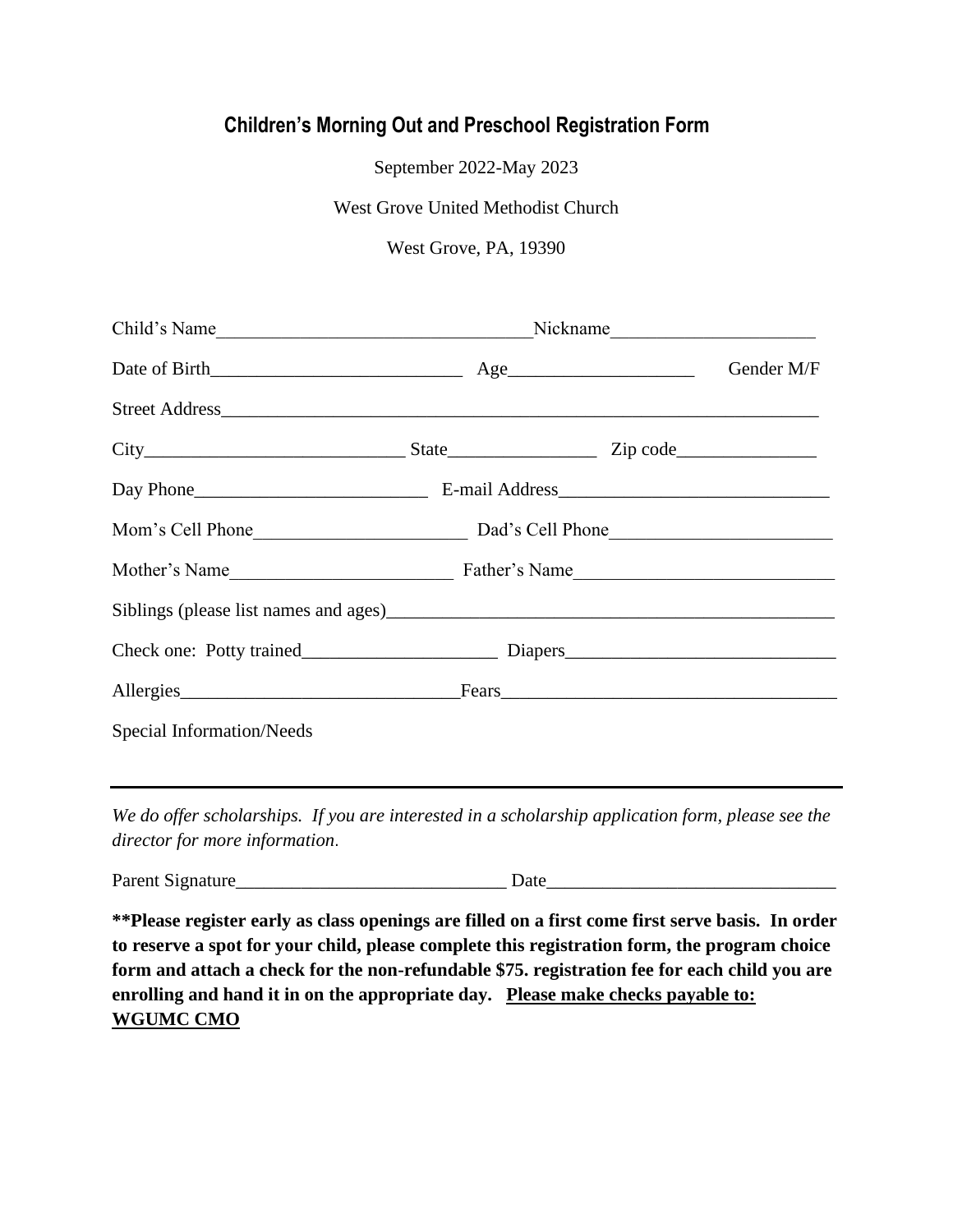## Children's Morning Out and Preschool Registration Form

September 2022-May 2023

West Grove United Methodist Church

West Grove, PA, 19390

Child's Name_________________________________Nickname_____________________

Date of Birth__________________________ Age___________________ Gender M/F

Street Address_________________________________________________________________

City___________________________ State________________ Zip code_______________

Day Phone_________________________ E-mail Address_____________________________

Mom's Cell Phone______________________ Dad's Cell Phone________________________

Mother's Name________________________ Father's Name___________________________

Siblings (please list names and ages)_____________________________________________

Check one: Potty trained_____________________ Diapers_____________________________

Allergies_____________________________Fears___________________________________

Special Information/Needs

---

*We do offer scholarships. If you are interested in a scholarship application form, please see the director for more information.*

Parent Signature_____________________________ Date_______________________________

**\*\*Please register early as class openings are filled on a first come first serve basis. In order to reserve a spot for your child, please complete this registration form, the program choice form and attach a check for the non-refundable $75. registration fee for each child you are enrolling and hand it in on the appropriate day. <u>Please make checks payable to: WGUMC CMO</u>**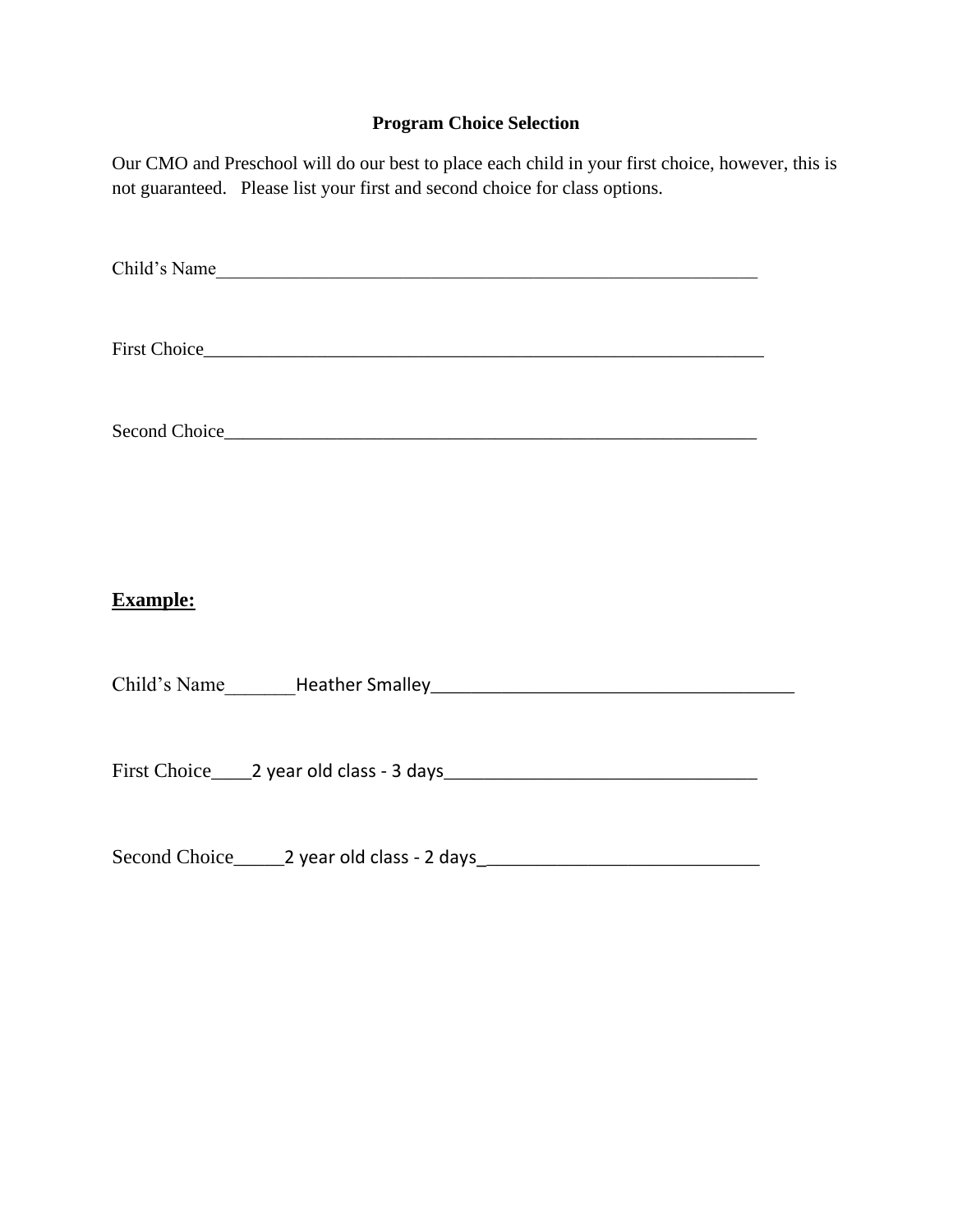**Program Choice Selection**

Our CMO and Preschool will do our best to place each child in your first choice, however, this is not guaranteed. Please list your first and second choice for class options.

Child's Name_____________________________________________________________

First Choice______________________________________________________________

Second Choice____________________________________________________________

**Example:**

Child's Name_______Heather Smalley______________________________________

First Choice____2 year old class - 3 days_________________________________

Second Choice_____2 year old class - 2 days_____________________________